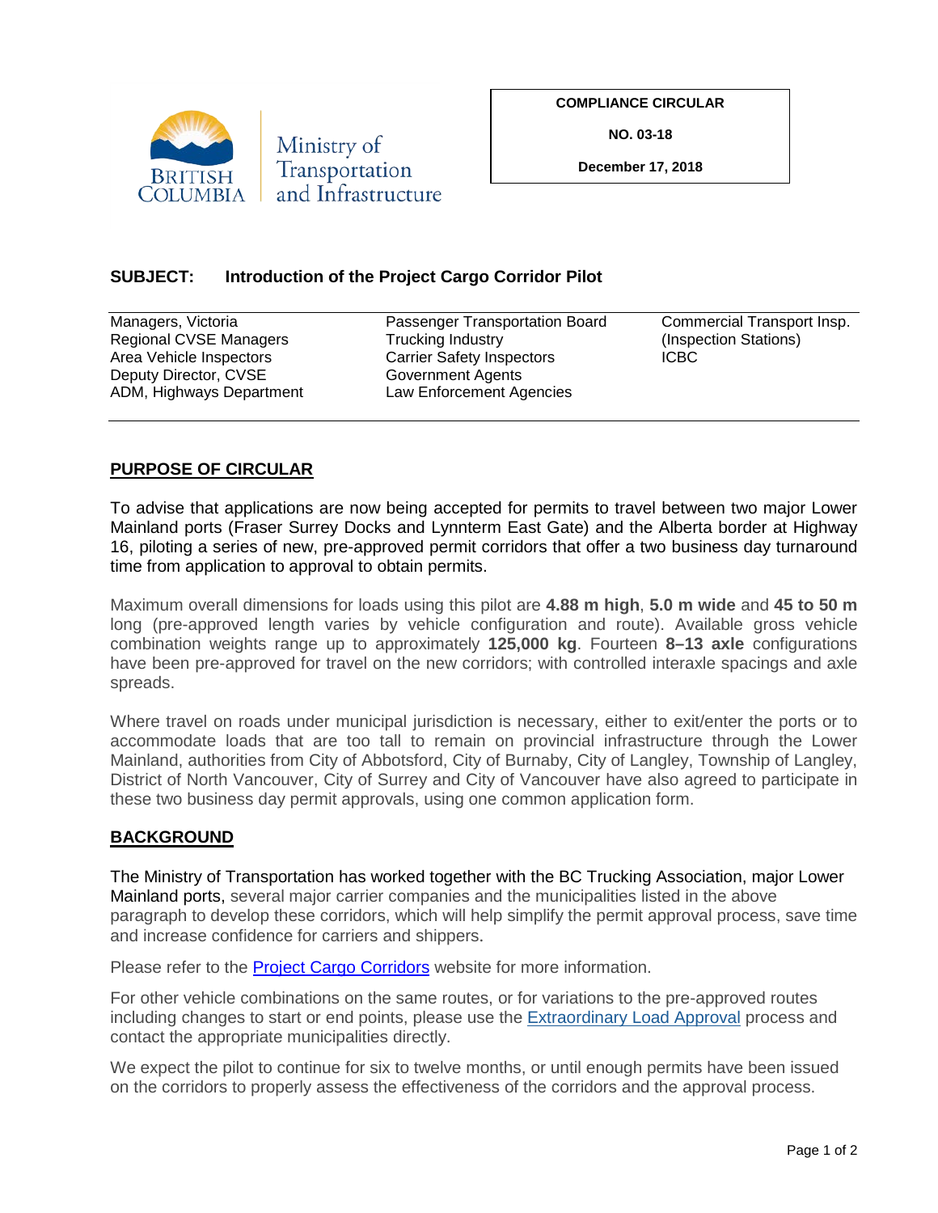Ministry of Transportation and Infrastructure

**COMPLIANCE CIRCULAR**

**NO. 03-18**

**December 17, 2018**

**SUBJECT: Introduction of the Project Cargo Corridor Pilot**

| | | |
|---|---|---|
| Managers, Victoria | Passenger Transportation Board | Commercial Transport Insp. |
| Regional CVSE Managers | Trucking Industry | (Inspection Stations) |
| Area Vehicle Inspectors | Carrier Safety Inspectors | ICBC |
| Deputy Director, CVSE | Government Agents | |
| ADM, Highways Department | Law Enforcement Agencies | |

## PURPOSE OF CIRCULAR

To advise that applications are now being accepted for permits to travel between two major Lower Mainland ports (Fraser Surrey Docks and Lynnterm East Gate) and the Alberta border at Highway 16, piloting a series of new, pre-approved permit corridors that offer a two business day turnaround time from application to approval to obtain permits.

Maximum overall dimensions for loads using this pilot are **4.88 m high**, **5.0 m wide** and **45 to 50 m** long (pre-approved length varies by vehicle configuration and route). Available gross vehicle combination weights range up to approximately **125,000 kg**. Fourteen **8–13 axle** configurations have been pre-approved for travel on the new corridors; with controlled interaxle spacings and axle spreads.

Where travel on roads under municipal jurisdiction is necessary, either to exit/enter the ports or to accommodate loads that are too tall to remain on provincial infrastructure through the Lower Mainland, authorities from City of Abbotsford, City of Burnaby, City of Langley, Township of Langley, District of North Vancouver, City of Surrey and City of Vancouver have also agreed to participate in these two business day permit approvals, using one common application form.

## BACKGROUND

The Ministry of Transportation has worked together with the BC Trucking Association, major Lower Mainland ports, several major carrier companies and the municipalities listed in the above paragraph to develop these corridors, which will help simplify the permit approval process, save time and increase confidence for carriers and shippers.

Please refer to the Project Cargo Corridors website for more information.

For other vehicle combinations on the same routes, or for variations to the pre-approved routes including changes to start or end points, please use the Extraordinary Load Approval process and contact the appropriate municipalities directly.

We expect the pilot to continue for six to twelve months, or until enough permits have been issued on the corridors to properly assess the effectiveness of the corridors and the approval process.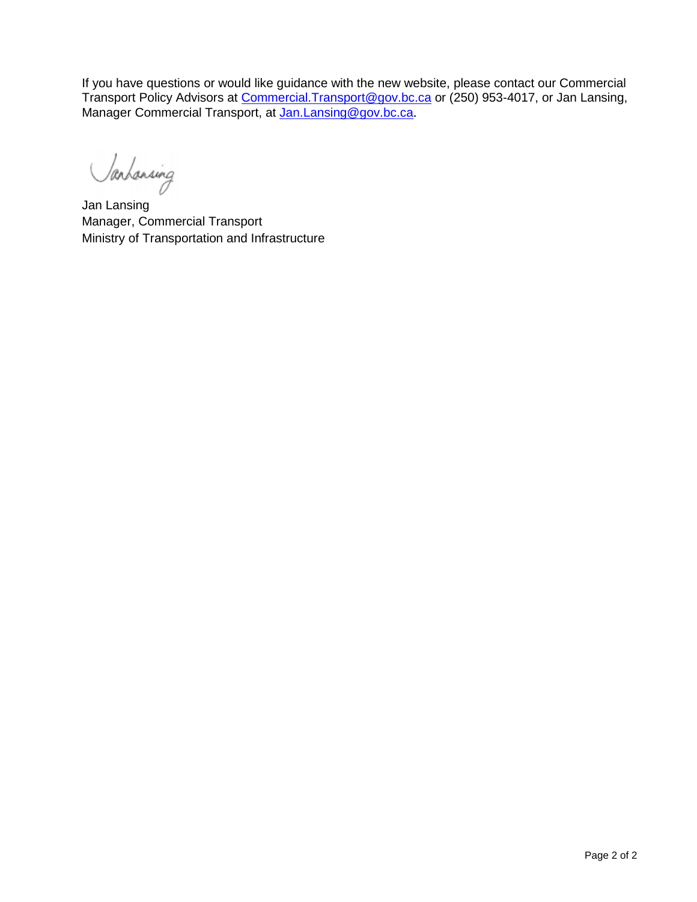If you have questions or would like guidance with the new website, please contact our Commercial Transport Policy Advisors at Commercial.Transport@gov.bc.ca or (250) 953-4017, or Jan Lansing, Manager Commercial Transport, at Jan.Lansing@gov.bc.ca.

Jan Lansing
Manager, Commercial Transport
Ministry of Transportation and Infrastructure